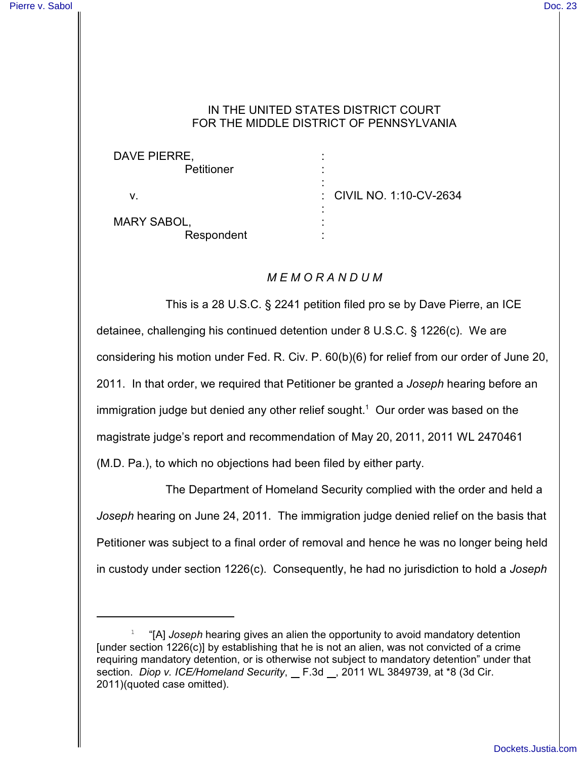IN THE UNITED STATES DISTRICT COURT
FOR THE MIDDLE DISTRICT OF PENNSYLVANIA

| | | |
|---|---|---|
| DAVE PIERRE, Petitioner | : | |
| v. | : | CIVIL NO. 1:10-CV-2634 |
| MARY SABOL, Respondent | : | |

*M E M O R A N D U M*

This is a 28 U.S.C. § 2241 petition filed pro se by Dave Pierre, an ICE detainee, challenging his continued detention under 8 U.S.C. § 1226(c). We are considering his motion under Fed. R. Civ. P. 60(b)(6) for relief from our order of June 20, 2011. In that order, we required that Petitioner be granted a *Joseph* hearing before an immigration judge but denied any other relief sought.[1] Our order was based on the magistrate judge's report and recommendation of May 20, 2011, 2011 WL 2470461 (M.D. Pa.), to which no objections had been filed by either party.

The Department of Homeland Security complied with the order and held a *Joseph* hearing on June 24, 2011. The immigration judge denied relief on the basis that Petitioner was subject to a final order of removal and hence he was no longer being held in custody under section 1226(c). Consequently, he had no jurisdiction to hold a *Joseph*

---

[1] "[A] *Joseph* hearing gives an alien the opportunity to avoid mandatory detention [under section 1226(c)] by establishing that he is not an alien, was not convicted of a crime requiring mandatory detention, or is otherwise not subject to mandatory detention" under that section. *Diop v. ICE/Homeland Security*, __ F.3d __, 2011 WL 3849739, at *8 (3d Cir. 2011)(quoted case omitted).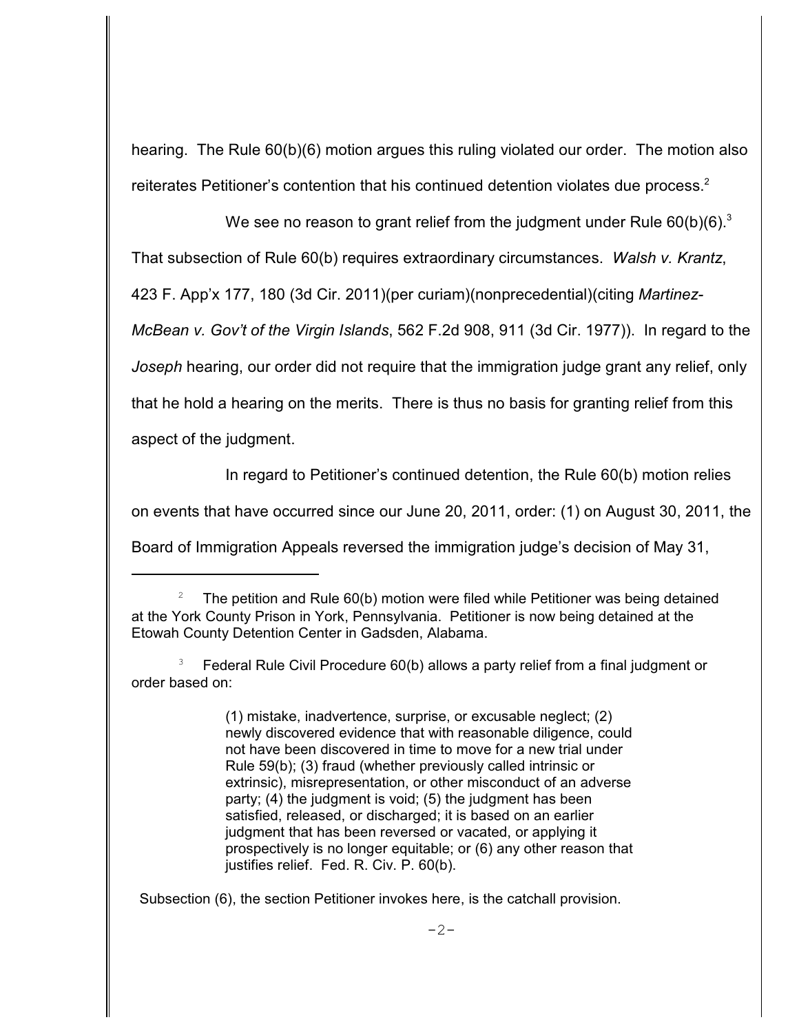hearing. The Rule 60(b)(6) motion argues this ruling violated our order. The motion also reiterates Petitioner's contention that his continued detention violates due process.[2]

We see no reason to grant relief from the judgment under Rule 60(b)(6).[3] That subsection of Rule 60(b) requires extraordinary circumstances. *Walsh v. Krantz*, 423 F. App'x 177, 180 (3d Cir. 2011)(per curiam)(nonprecedential)(citing *Martinez-McBean v. Gov't of the Virgin Islands*, 562 F.2d 908, 911 (3d Cir. 1977)). In regard to the *Joseph* hearing, our order did not require that the immigration judge grant any relief, only that he hold a hearing on the merits. There is thus no basis for granting relief from this aspect of the judgment.

In regard to Petitioner's continued detention, the Rule 60(b) motion relies on events that have occurred since our June 20, 2011, order: (1) on August 30, 2011, the Board of Immigration Appeals reversed the immigration judge's decision of May 31,

---

[2] The petition and Rule 60(b) motion were filed while Petitioner was being detained at the York County Prison in York, Pennsylvania. Petitioner is now being detained at the Etowah County Detention Center in Gadsden, Alabama.

[3] Federal Rule Civil Procedure 60(b) allows a party relief from a final judgment or order based on:

> (1) mistake, inadvertence, surprise, or excusable neglect; (2) newly discovered evidence that with reasonable diligence, could not have been discovered in time to move for a new trial under Rule 59(b); (3) fraud (whether previously called intrinsic or extrinsic), misrepresentation, or other misconduct of an adverse party; (4) the judgment is void; (5) the judgment has been satisfied, released, or discharged; it is based on an earlier judgment that has been reversed or vacated, or applying it prospectively is no longer equitable; or (6) any other reason that justifies relief. Fed. R. Civ. P. 60(b).

Subsection (6), the section Petitioner invokes here, is the catchall provision.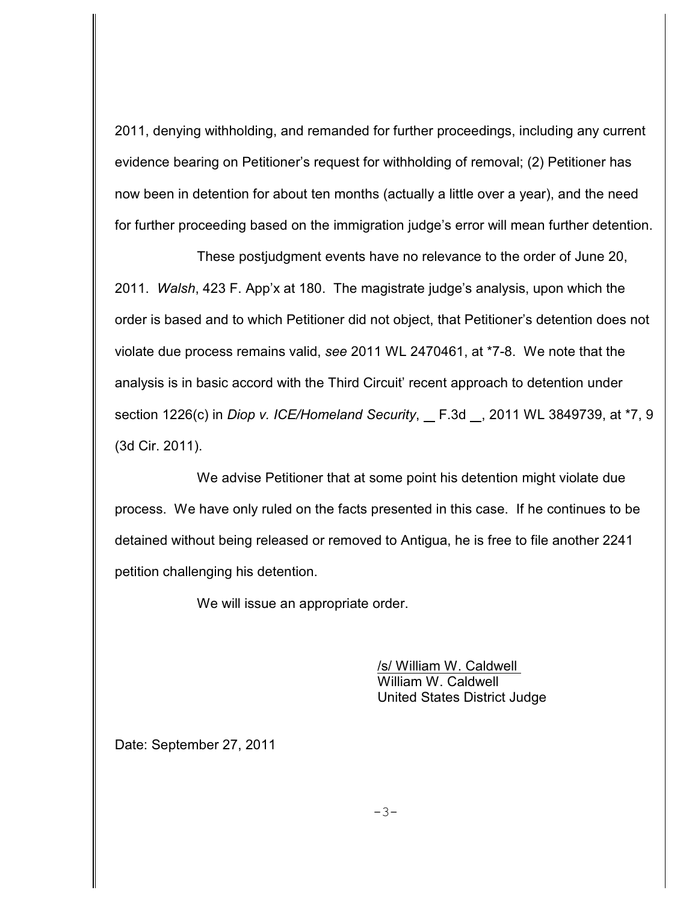2011, denying withholding, and remanded for further proceedings, including any current evidence bearing on Petitioner's request for withholding of removal; (2) Petitioner has now been in detention for about ten months (actually a little over a year), and the need for further proceeding based on the immigration judge's error will mean further detention.

These postjudgment events have no relevance to the order of June 20, 2011. *Walsh*, 423 F. App'x at 180. The magistrate judge's analysis, upon which the order is based and to which Petitioner did not object, that Petitioner's detention does not violate due process remains valid, *see* 2011 WL 2470461, at *7-8. We note that the analysis is in basic accord with the Third Circuit' recent approach to detention under section 1226(c) in *Diop v. ICE/Homeland Security*, __ F.3d __, 2011 WL 3849739, at *7, 9 (3d Cir. 2011).

We advise Petitioner that at some point his detention might violate due process. We have only ruled on the facts presented in this case. If he continues to be detained without being released or removed to Antigua, he is free to file another 2241 petition challenging his detention.

We will issue an appropriate order.

/s/ William W. Caldwell
William W. Caldwell
United States District Judge

Date: September 27, 2011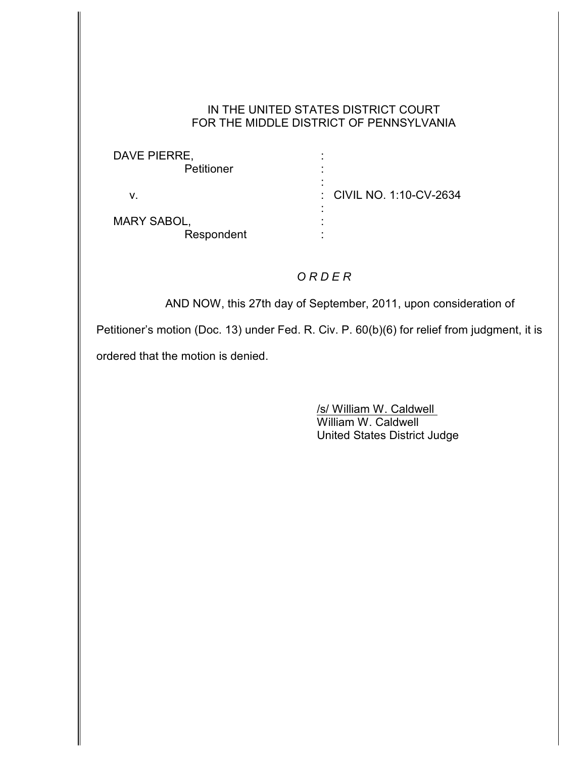IN THE UNITED STATES DISTRICT COURT
FOR THE MIDDLE DISTRICT OF PENNSYLVANIA

DAVE PIERRE,
Petitioner

v. : CIVIL NO. 1:10-CV-2634

MARY SABOL,
Respondent

*O R D E R*

AND NOW, this 27th day of September, 2011, upon consideration of Petitioner's motion (Doc. 13) under Fed. R. Civ. P. 60(b)(6) for relief from judgment, it is ordered that the motion is denied.

/s/ William W. Caldwell
William W. Caldwell
United States District Judge